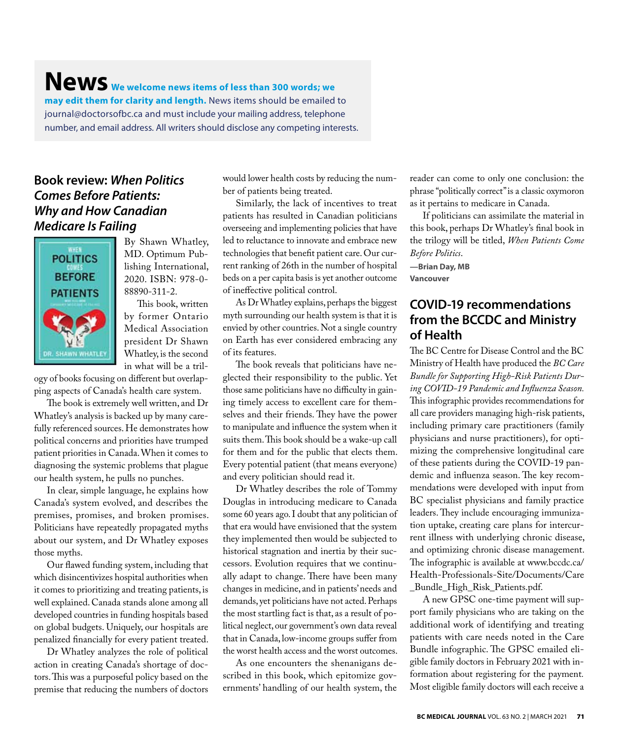# News

**We welcome news items of less than 300 words; we may edit them for clarity and length.** News items should be emailed to journal@doctorsofbc.ca and must include your mailing address, telephone number, and email address. All writers should disclose any competing interests.

## Book review: *When Politics Comes Before Patients: Why and How Canadian Medicare Is Failing*

By Shawn Whatley, MD. Optimum Publishing International, 2020. ISBN: 978-0-88890-311-2.

This book, written by former Ontario Medical Association president Dr Shawn Whatley, is the second in what will be a trilogy of books focusing on different but overlapping aspects of Canada's health care system.

The book is extremely well written, and Dr Whatley's analysis is backed up by many carefully referenced sources. He demonstrates how political concerns and priorities have trumped patient priorities in Canada. When it comes to diagnosing the systemic problems that plague our health system, he pulls no punches.

In clear, simple language, he explains how Canada's system evolved, and describes the premises, promises, and broken promises. Politicians have repeatedly propagated myths about our system, and Dr Whatley exposes those myths.

Our flawed funding system, including that which disincentivizes hospital authorities when it comes to prioritizing and treating patients, is well explained. Canada stands alone among all developed countries in funding hospitals based on global budgets. Uniquely, our hospitals are penalized financially for every patient treated.

Dr Whatley analyzes the role of political action in creating Canada's shortage of doctors. This was a purposeful policy based on the premise that reducing the numbers of doctors would lower health costs by reducing the number of patients being treated.

Similarly, the lack of incentives to treat patients has resulted in Canadian politicians overseeing and implementing policies that have led to reluctance to innovate and embrace new technologies that benefit patient care. Our current ranking of 26th in the number of hospital beds on a per capita basis is yet another outcome of ineffective political control.

As Dr Whatley explains, perhaps the biggest myth surrounding our health system is that it is envied by other countries. Not a single country on Earth has ever considered embracing any of its features.

The book reveals that politicians have neglected their responsibility to the public. Yet those same politicians have no difficulty in gaining timely access to excellent care for themselves and their friends. They have the power to manipulate and influence the system when it suits them. This book should be a wake-up call for them and for the public that elects them. Every potential patient (that means everyone) and every politician should read it.

Dr Whatley describes the role of Tommy Douglas in introducing medicare to Canada some 60 years ago. I doubt that any politician of that era would have envisioned that the system they implemented then would be subjected to historical stagnation and inertia by their successors. Evolution requires that we continually adapt to change. There have been many changes in medicine, and in patients' needs and demands, yet politicians have not acted. Perhaps the most startling fact is that, as a result of political neglect, our government's own data reveal that in Canada, low-income groups suffer from the worst health access and the worst outcomes.

As one encounters the shenanigans described in this book, which epitomize governments' handling of our health system, the reader can come to only one conclusion: the phrase "politically correct" is a classic oxymoron as it pertains to medicare in Canada.

If politicians can assimilate the material in this book, perhaps Dr Whatley's final book in the trilogy will be titled, *When Patients Come Before Politics*.

**—Brian Day, MB**
**Vancouver**

## COVID-19 recommendations from the BCCDC and Ministry of Health

The BC Centre for Disease Control and the BC Ministry of Health have produced the *BC Care Bundle for Supporting High-Risk Patients During COVID-19 Pandemic and Influenza Season.* This infographic provides recommendations for all care providers managing high-risk patients, including primary care practitioners (family physicians and nurse practitioners), for optimizing the comprehensive longitudinal care of these patients during the COVID-19 pandemic and influenza season. The key recommendations were developed with input from BC specialist physicians and family practice leaders. They include encouraging immunization uptake, creating care plans for intercurrent illness with underlying chronic disease, and optimizing chronic disease management. The infographic is available at www.bccdc.ca/Health-Professionals-Site/Documents/Care_Bundle_High_Risk_Patients.pdf.

A new GPSC one-time payment will support family physicians who are taking on the additional work of identifying and treating patients with care needs noted in the Care Bundle infographic. The GPSC emailed eligible family doctors in February 2021 with information about registering for the payment. Most eligible family doctors will each receive a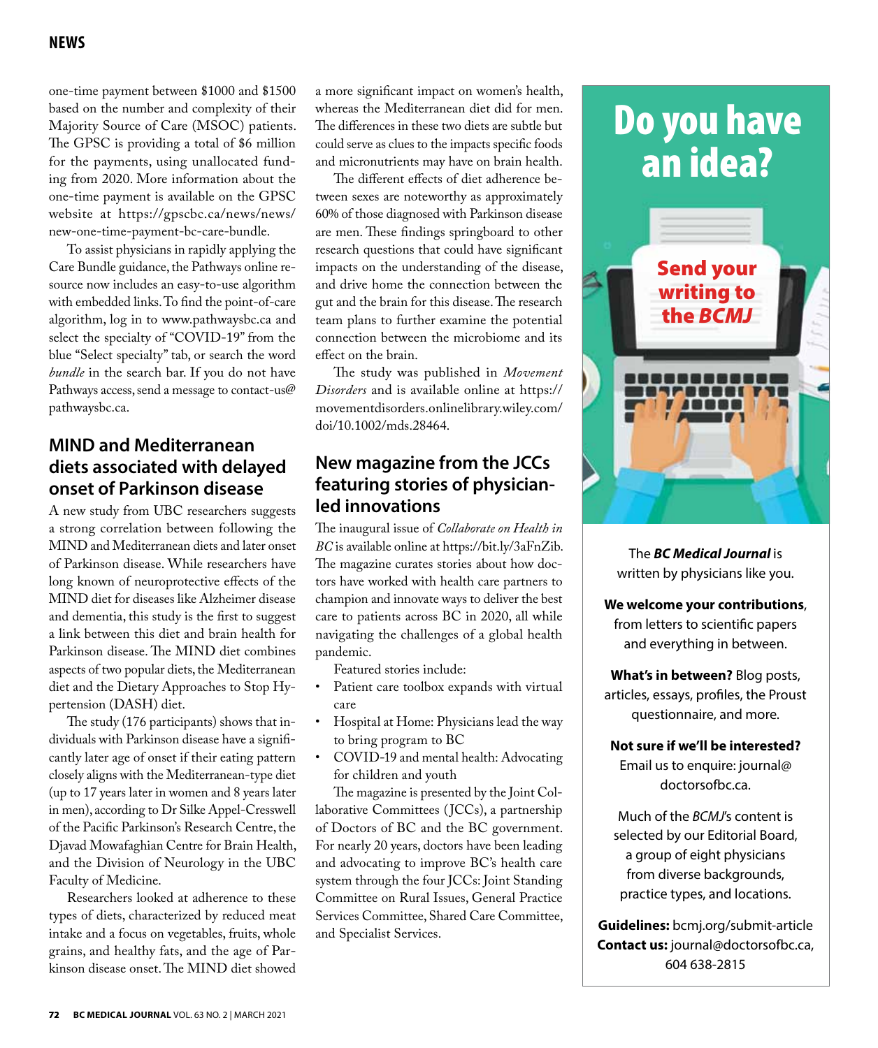one-time payment between $1000 and $1500 based on the number and complexity of their Majority Source of Care (MSOC) patients. The GPSC is providing a total of $6 million for the payments, using unallocated funding from 2020. More information about the one-time payment is available on the GPSC website at https://gpscbc.ca/news/news/new-one-time-payment-bc-care-bundle.

To assist physicians in rapidly applying the Care Bundle guidance, the Pathways online resource now includes an easy-to-use algorithm with embedded links. To find the point-of-care algorithm, log in to www.pathwaysbc.ca and select the specialty of "COVID-19" from the blue "Select specialty" tab, or search the word *bundle* in the search bar. If you do not have Pathways access, send a message to contact-us@pathwaysbc.ca.

## MIND and Mediterranean diets associated with delayed onset of Parkinson disease

A new study from UBC researchers suggests a strong correlation between following the MIND and Mediterranean diets and later onset of Parkinson disease. While researchers have long known of neuroprotective effects of the MIND diet for diseases like Alzheimer disease and dementia, this study is the first to suggest a link between this diet and brain health for Parkinson disease. The MIND diet combines aspects of two popular diets, the Mediterranean diet and the Dietary Approaches to Stop Hypertension (DASH) diet.

The study (176 participants) shows that individuals with Parkinson disease have a significantly later age of onset if their eating pattern closely aligns with the Mediterranean-type diet (up to 17 years later in women and 8 years later in men), according to Dr Silke Appel-Cresswell of the Pacific Parkinson's Research Centre, the Djavad Mowafaghian Centre for Brain Health, and the Division of Neurology in the UBC Faculty of Medicine.

Researchers looked at adherence to these types of diets, characterized by reduced meat intake and a focus on vegetables, fruits, whole grains, and healthy fats, and the age of Parkinson disease onset. The MIND diet showed a more significant impact on women's health, whereas the Mediterranean diet did for men. The differences in these two diets are subtle but could serve as clues to the impacts specific foods and micronutrients may have on brain health.

The different effects of diet adherence between sexes are noteworthy as approximately 60% of those diagnosed with Parkinson disease are men. These findings springboard to other research questions that could have significant impacts on the understanding of the disease, and drive home the connection between the gut and the brain for this disease. The research team plans to further examine the potential connection between the microbiome and its effect on the brain.

The study was published in *Movement Disorders* and is available online at https://movementdisorders.onlinelibrary.wiley.com/doi/10.1002/mds.28464.

## New magazine from the JCCs featuring stories of physician-led innovations

The inaugural issue of *Collaborate on Health in BC* is available online at https://bit.ly/3aFnZib. The magazine curates stories about how doctors have worked with health care partners to champion and innovate ways to deliver the best care to patients across BC in 2020, all while navigating the challenges of a global health pandemic.

Featured stories include:

- Patient care toolbox expands with virtual care
- Hospital at Home: Physicians lead the way to bring program to BC
- COVID-19 and mental health: Advocating for children and youth

The magazine is presented by the Joint Collaborative Committees (JCCs), a partnership of Doctors of BC and the BC government. For nearly 20 years, doctors have been leading and advocating to improve BC's health care system through the four JCCs: Joint Standing Committee on Rural Issues, General Practice Services Committee, Shared Care Committee, and Specialist Services.

# Do you have an idea?

**Send your writing to the *BCMJ***

The ***BC Medical Journal*** is written by physicians like you.

**We welcome your contributions**, from letters to scientific papers and everything in between.

**What's in between?** Blog posts, articles, essays, profiles, the Proust questionnaire, and more.

**Not sure if we'll be interested?** Email us to enquire: journal@doctorsofbc.ca.

Much of the *BCMJ*'s content is selected by our Editorial Board, a group of eight physicians from diverse backgrounds, practice types, and locations.

**Guidelines:** bcmj.org/submit-article
**Contact us:** journal@doctorsofbc.ca, 604 638-2815